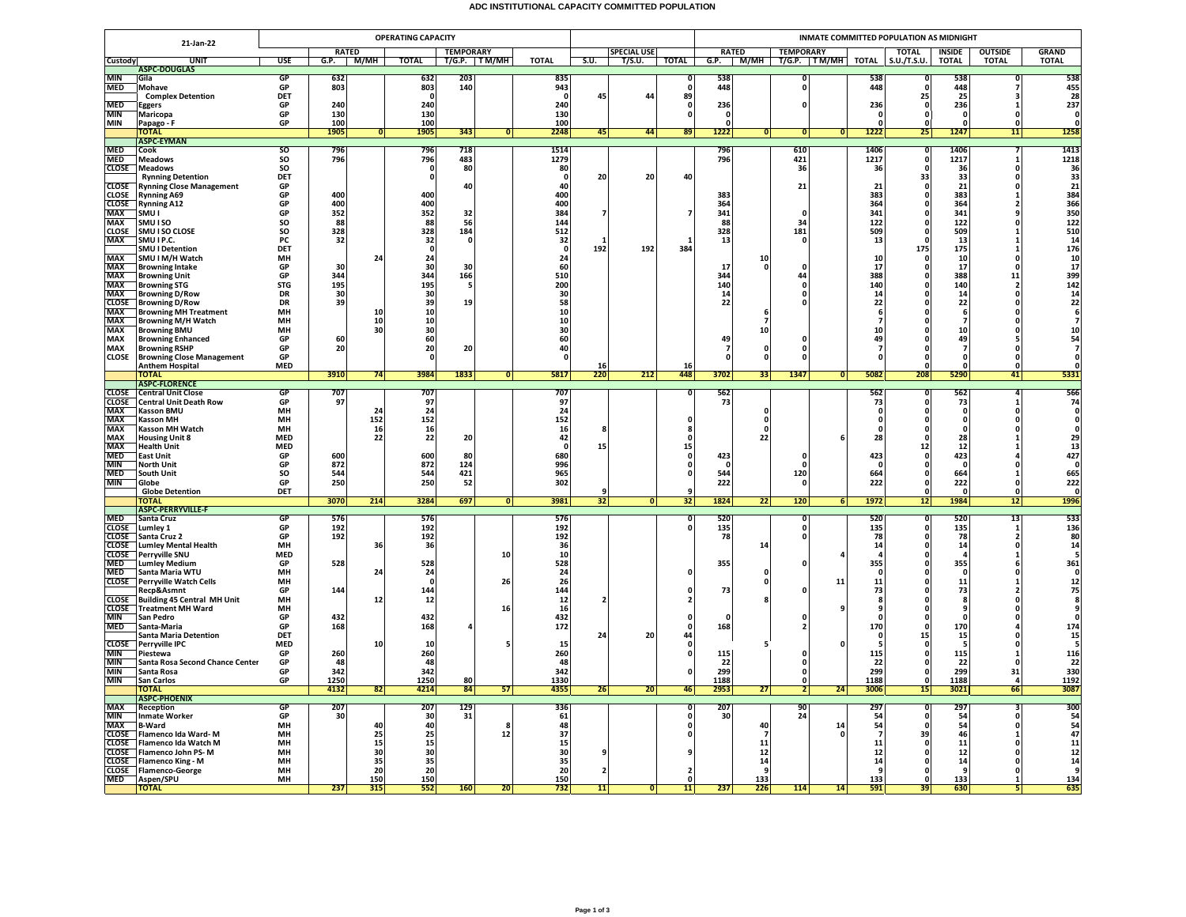# ADC INSTITUTIONAL CAPACITY COMMITTED POPULATION

| 21-Jan-22 | | | OPERATING CAPACITY | | | | | | | | | INMATE COMMITTED POPULATION AS MIDNIGHT | | | | | | | | |
|---|---|---|---|---|---|---|---|---|---|---|---|---|---|---|---|---|---|---|---|---|
| | | | RATED | | | TEMPORARY | | | SPECIAL USE | | | RATED | | TEMPORARY | | | TOTAL | INSIDE | OUTSIDE | GRAND |
| Custody | UNIT | USE | G.P. | M/MH | TOTAL | T/G.P. | T M/MH | TOTAL | S.U. | T/S.U. | TOTAL | G.P. | M/MH | T/G.P. | T M/MH | TOTAL | S.U./T.S.U. | TOTAL | TOTAL | TOTAL |
| | **ASPC-DOUGLAS** | | | | | | | | | | | | | | | | | | | |
| MIN | Gila | GP | 632 | | 632 | 203 | | 835 | | | 0 | 538 | | 0 | | 538 | 0 | 538 | 0 | 538 |
| MED | Mohave | GP | 803 | | 803 | 140 | | 943 | | | 0 | 448 | | 0 | | 448 | 0 | 448 | 7 | 455 |
| | Complex Detention | DET | | | 0 | | | 0 | 45 | 44 | 89 | | | | | | 25 | 25 | 3 | 28 |
| MED | Eggers | GP | 240 | | 240 | | | 240 | | | 0 | 236 | | 0 | | 236 | 0 | 236 | 1 | 237 |
| MIN | Maricopa | GP | 130 | | 130 | | | 130 | | | 0 | | | | | 0 | 0 | 0 | 0 | 0 |
| MIN | Papago - F | GP | 100 | | 100 | | | 100 | | | | 0 | | | | 0 | 0 | 0 | 0 | 0 |
| | **TOTAL** | | 1905 | 0 | 1905 | 343 | 0 | 2248 | 45 | 44 | 89 | 1222 | 0 | 0 | 0 | 1222 | 25 | 1247 | 11 | 1258 |
| | **ASPC-EYMAN** | | | | | | | | | | | | | | | | | | | |
| MED | Cook | SO | 796 | | 796 | 718 | | 1514 | | | | 796 | | 610 | | 1406 | 0 | 1406 | 7 | 1413 |
| MED | Meadows | SO | 796 | | 796 | 483 | | 1279 | | | | 796 | | 421 | | 1217 | 0 | 1217 | 1 | 1218 |
| CLOSE | Meadows | SO | | | 0 | 80 | | 80 | | | | | | 36 | | 36 | 0 | 36 | 0 | 36 |
| | Rynning Detention | DET | | | 0 | | | 0 | 20 | 20 | 40 | | | | | | 33 | 33 | 0 | 33 |
| CLOSE | Rynning Close Management | GP | | | | 40 | | 40 | | | | | | 21 | | 21 | 0 | 21 | 0 | 21 |
| CLOSE | Rynning A69 | GP | 400 | | 400 | | | 400 | | | | 383 | | | | 383 | 0 | 383 | 1 | 384 |
| CLOSE | Rynning A12 | GP | 400 | | 400 | | | 400 | | | | 364 | | | | 364 | 0 | 364 | 2 | 366 |
| MAX | SMU I | GP | 352 | | 352 | 32 | | 384 | 7 | | 7 | 341 | | 0 | | 341 | 0 | 341 | 9 | 350 |
| MAX | SMU I SO | SO | 88 | | 88 | 56 | | 144 | | | | 88 | | 34 | | 122 | 0 | 122 | 0 | 122 |
| CLOSE | SMU I SO CLOSE | SO | 328 | | 328 | 184 | | 512 | | | | 328 | | 181 | | 509 | 0 | 509 | 1 | 510 |
| MAX | SMU I P.C. | PC | 32 | | 32 | 0 | | 32 | 1 | | 1 | 13 | | 0 | | 13 | 0 | 13 | 1 | 14 |
| | SMU I Detention | DET | | | 0 | | | 0 | 192 | 192 | 384 | | | | | | 175 | 175 | 1 | 176 |
| MAX | SMU I M/H Watch | MH | | 24 | 24 | | | 24 | | | | | 10 | | | 10 | 0 | 10 | 0 | 10 |
| MAX | Browning Intake | GP | 30 | | 30 | 30 | | 60 | | | | 17 | 0 | 0 | | 17 | 0 | 17 | 0 | 17 |
| MAX | Browning Unit | GP | 344 | | 344 | 166 | | 510 | | | | 344 | | 44 | | 388 | 0 | 388 | 11 | 399 |
| MAX | Browning STG | STG | 195 | | 195 | 5 | | 200 | | | | 140 | | 0 | | 140 | 0 | 140 | 2 | 142 |
| MAX | Browning D/Row | DR | 30 | | 30 | | | 30 | | | | 14 | | 0 | | 14 | 0 | 14 | 0 | 14 |
| CLOSE | Browning D/Row | DR | 39 | | 39 | 19 | | 58 | | | | 22 | | 0 | | 22 | 0 | 22 | 0 | 22 |
| MAX | Browning MH Treatment | MH | | 10 | 10 | | | 10 | | | | | 6 | | | 6 | 0 | 6 | 0 | 6 |
| MAX | Browning M/H Watch | MH | | 10 | 10 | | | 10 | | | | | 7 | | | 7 | 0 | 7 | 0 | 7 |
| MAX | Browning BMU | MH | | 30 | 30 | | | 30 | | | | | 10 | | | 10 | 0 | 10 | 0 | 10 |
| MAX | Browning Enhanced | GP | 60 | | 60 | | | 60 | | | | 49 | | 0 | | 49 | 0 | 49 | 5 | 54 |
| MAX | Browning RSHP | GP | 20 | | 20 | 20 | | 40 | | | | 7 | 0 | 0 | | 7 | 0 | 7 | 0 | 7 |
| CLOSE | Browning Close Management | GP | | | 0 | | | 0 | | | | 0 | 0 | 0 | | 0 | 0 | 0 | 0 | 0 |
| | Anthem Hospital | MED | | | | | | | 16 | | 16 | | | | | | 0 | 0 | 0 | 0 |
| | **TOTAL** | | 3910 | 74 | 3984 | 1833 | 0 | 5817 | 220 | 212 | 448 | 3702 | 33 | 1347 | 0 | 5082 | 208 | 5290 | 41 | 5331 |
| | **ASPC-FLORENCE** | | | | | | | | | | | | | | | | | | | |
| CLOSE | Central Unit Close | GP | 707 | | 707 | | | 707 | | | 0 | 562 | | | | 562 | 0 | 562 | 4 | 566 |
| CLOSE | Central Unit Death Row | GP | 97 | | 97 | | | 97 | | | | 73 | | | | 73 | 0 | 73 | 1 | 74 |
| MAX | Kasson BMU | MH | | 24 | 24 | | | 24 | | | | | 0 | | | 0 | 0 | 0 | 0 | 0 |
| MAX | Kasson MH | MH | | 152 | 152 | | | 152 | | | 0 | | 0 | | | 0 | 0 | 0 | 0 | 0 |
| MAX | Kasson MH Watch | MH | | 16 | 16 | | | 16 | 8 | | 8 | | 0 | | | 0 | 0 | 0 | 0 | 0 |
| MAX | Housing Unit 8 | MED | | 22 | 22 | 20 | | 42 | | | 0 | | 22 | | 6 | 28 | 0 | 28 | 1 | 29 |
| MAX | Health Unit | MED | | | | | | 0 | 15 | | 15 | | | | | | 12 | 12 | 1 | 13 |
| MED | East Unit | GP | 600 | | 600 | 80 | | 680 | | | 0 | 423 | | 0 | | 423 | 0 | 423 | 4 | 427 |
| MIN | North Unit | GP | 872 | | 872 | 124 | | 996 | | | 0 | 0 | | 0 | | 0 | 0 | 0 | 0 | 0 |
| MED | South Unit | SO | 544 | | 544 | 421 | | 965 | | | 0 | 544 | | 120 | | 664 | 0 | 664 | 1 | 665 |
| MIN | Globe | GP | 250 | | 250 | 52 | | 302 | | | | 222 | | 0 | | 222 | 0 | 222 | 0 | 222 |
| | Globe Detention | DET | | | | | | | 9 | | 9 | | | | | | 0 | 0 | 0 | 0 |
| | **TOTAL** | | 3070 | 214 | 3284 | 697 | 0 | 3981 | 32 | 0 | 32 | 1824 | 22 | 120 | 6 | 1972 | 12 | 1984 | 12 | 1996 |
| | **ASPC-PERRYVILLE-F** | | | | | | | | | | | | | | | | | | | |
| MED | Santa Cruz | GP | 576 | | 576 | | | 576 | | | 0 | 520 | | 0 | | 520 | 0 | 520 | 13 | 533 |
| CLOSE | Lumley 1 | GP | 192 | | 192 | | | 192 | | | 0 | 135 | | 0 | | 135 | 0 | 135 | 1 | 136 |
| CLOSE | Santa Cruz 2 | GP | 192 | | 192 | | | 192 | | | | 78 | | 0 | | 78 | 0 | 78 | 2 | 80 |
| CLOSE | Lumley Mental Health | MH | | 36 | 36 | | | 36 | | | | | 14 | | | 14 | 0 | 14 | 0 | 14 |
| CLOSE | Perryville SNU | MED | | | | | 10 | 10 | | | | | | | 4 | 4 | 0 | 4 | 1 | 5 |
| MED | Lumley Medium | GP | 528 | | 528 | | | 528 | | | | 355 | | 0 | | 355 | 0 | 355 | 6 | 361 |
| MED | Santa Maria WTU | MH | | 24 | 24 | | | 24 | | | 0 | | 0 | | | 0 | 0 | 0 | 0 | 0 |
| CLOSE | Perryville Watch Cells | MH | | | 0 | | 26 | 26 | | | | | 0 | | 11 | 11 | 0 | 11 | 1 | 12 |
| | Recp&Asmnt | GP | 144 | | 144 | | | 144 | | | 0 | 73 | | 0 | | 73 | 0 | 73 | 2 | 75 |
| CLOSE | Building 45 Central MH Unit | MH | | 12 | 12 | | | 12 | 2 | | 2 | | 8 | | | 8 | 0 | 8 | 0 | 8 |
| CLOSE | Treatment MH Ward | MH | | | | | 16 | 16 | | | | | | | 9 | 9 | 0 | 9 | 0 | 9 |
| MIN | San Pedro | GP | 432 | | 432 | | | 432 | | | 0 | 0 | | 0 | | 0 | 0 | 0 | 0 | 0 |
| MED | Santa-Maria | GP | 168 | | 168 | 4 | | 172 | | | 0 | 168 | | 2 | | 170 | 0 | 170 | 4 | 174 |
| | Santa Maria Detention | DET | | | | | | | 24 | 20 | 44 | | | | | 0 | 15 | 15 | 0 | 15 |
| CLOSE | Perryville IPC | MED | | 10 | 10 | | 5 | 15 | | | 0 | | 5 | | 0 | 5 | 0 | 5 | 0 | 5 |
| MIN | Piestewa | GP | 260 | | 260 | | | 260 | | | 0 | 115 | | 0 | | 115 | 0 | 115 | 1 | 116 |
| MIN | Santa Rosa Second Chance Center | GP | 48 | | 48 | | | 48 | | | | 22 | | 0 | | 22 | 0 | 22 | 0 | 22 |
| MIN | Santa Rosa | GP | 342 | | 342 | | | 342 | | | 0 | 299 | | 0 | | 299 | 0 | 299 | 31 | 330 |
| MIN | San Carlos | GP | 1250 | | 1250 | 80 | | 1330 | | | | 1188 | | 0 | | 1188 | 0 | 1188 | 4 | 1192 |
| | **TOTAL** | | 4132 | 82 | 4214 | 84 | 57 | 4355 | 26 | 20 | 46 | 2953 | 27 | 2 | 24 | 3006 | 15 | 3021 | 66 | 3087 |
| | **ASPC-PHOENIX** | | | | | | | | | | | | | | | | | | | |
| MAX | Reception | GP | 207 | | 207 | 129 | | 336 | | | 0 | 207 | | 90 | | 297 | 0 | 297 | 3 | 300 |
| MIN | Inmate Worker | GP | 30 | | 30 | 31 | | 61 | | | 0 | 30 | | 24 | | 54 | 0 | 54 | 0 | 54 |
| MAX | B-Ward | MH | | 40 | 40 | | 8 | 48 | | | 0 | | 40 | | 14 | 54 | 0 | 54 | 0 | 54 |
| CLOSE | Flamenco Ida Ward- M | MH | | 25 | 25 | | 12 | 37 | | | 0 | | 7 | | 0 | 7 | 39 | 46 | 1 | 47 |
| CLOSE | Flamenco Ida Watch M | MH | | 15 | 15 | | | 15 | | | | | 11 | | | 11 | 0 | 11 | 0 | 11 |
| CLOSE | Flamenco John PS- M | MH | | 30 | 30 | | | 30 | 9 | | 9 | | 12 | | | 12 | 0 | 12 | 0 | 12 |
| CLOSE | Flamenco King - M | MH | | 35 | 35 | | | 35 | | | | | 14 | | | 14 | 0 | 14 | 0 | 14 |
| CLOSE | Flamenco-George | MH | | 20 | 20 | | | 20 | 2 | | 2 | | 9 | | | 9 | 0 | 9 | 0 | 9 |
| MED | Aspen/SPU | MH | | 150 | 150 | | | 150 | | | 0 | | 133 | | | 133 | 0 | 133 | 1 | 134 |
| | **TOTAL** | | 237 | 315 | 552 | 160 | 20 | 732 | 11 | 0 | 11 | 237 | 226 | 114 | 14 | 591 | 39 | 630 | 5 | 635 |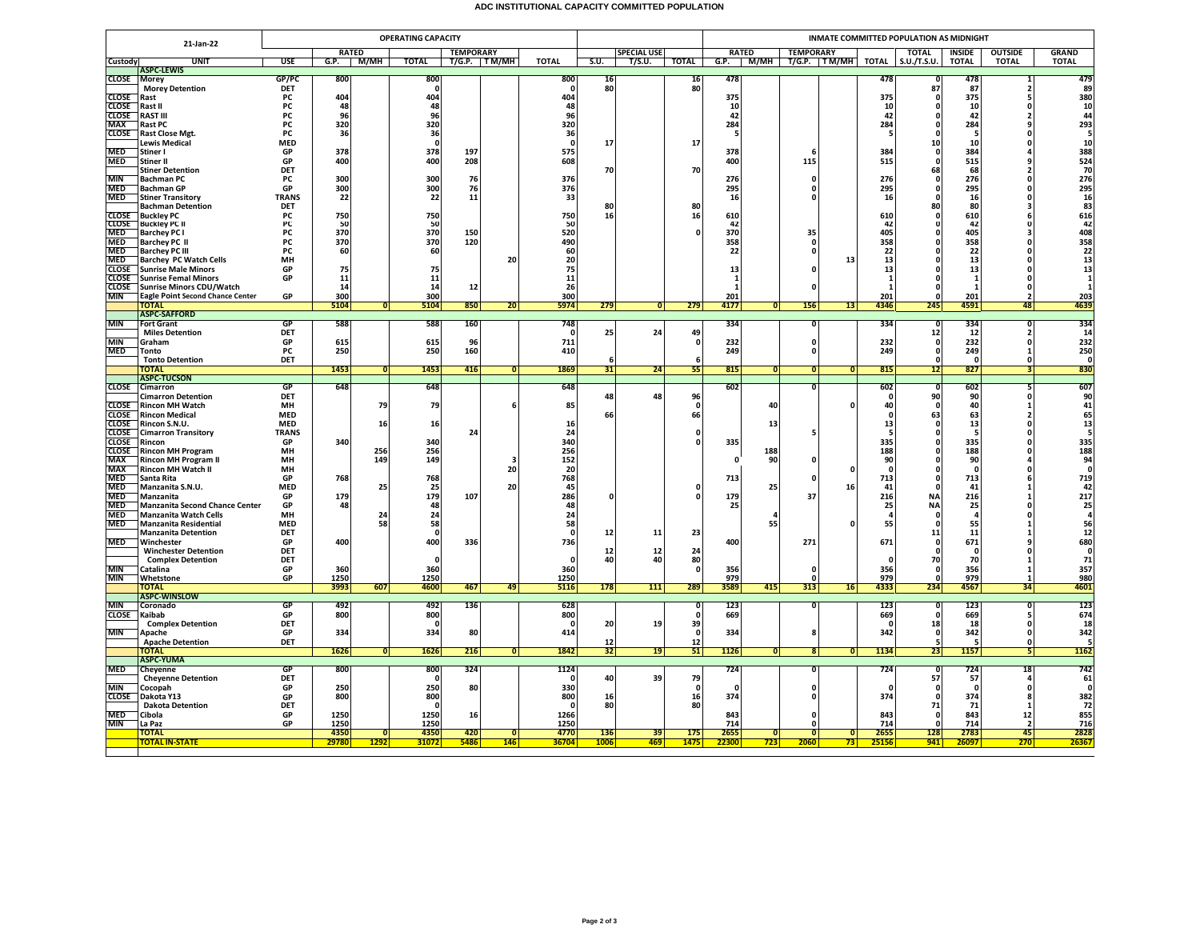# ADC INSTITUTIONAL CAPACITY COMMITTED POPULATION

| 21-Jan-22 | | | OPERATING CAPACITY | | | | | | | | | INMATE COMMITTED POPULATION AS MIDNIGHT | | | | | | | | | |
|---|---|---|---|---|---|---|---|---|---|---|---|---|---|---|---|---|---|---|---|---|---|
| | | | RATED | | | TEMPORARY | | | | SPECIAL USE | | RATED | | TEMPORARY | | | TOTAL | INSIDE | OUTSIDE | GRAND |
| Custody | UNIT | USE | G.P. | M/MH | TOTAL | T/G.P. | T M/MH | TOTAL | S.U. | T/S.U. | TOTAL | G.P. | M/MH | T/G.P. | T M/MH | TOTAL | S.U./T.S.U. | TOTAL | TOTAL | TOTAL |
| | **ASPC-LEWIS** | | | | | | | | | | | | | | | | | | | | |
| CLOSE | Morey | GP/PC | 800 | | 800 | | | 800 | 16 | | 16 | 478 | | | | 478 | 0 | 478 | 1 | 479 |
| | Morey Detention | DET | | | 0 | | | 0 | 80 | | 80 | | | | | | 87 | 87 | 2 | 89 |
| CLOSE | Rast | PC | 404 | | 404 | | | 404 | | | | 375 | | | | 375 | 0 | 375 | 5 | 380 |
| CLOSE | Rast II | PC | 48 | | 48 | | | 48 | | | | 10 | | | | 10 | 0 | 10 | 0 | 10 |
| CLOSE | RAST III | PC | 96 | | 96 | | | 96 | | | | 42 | | | | 42 | 0 | 42 | 2 | 44 |
| MAX | Rast PC | PC | 320 | | 320 | | | 320 | | | | 284 | | | | 284 | 0 | 284 | 9 | 293 |
| CLOSE | Rast Close Mgt. | PC | 36 | | 36 | | | 36 | | | | 5 | | | | 5 | 0 | 5 | 0 | 5 |
| | Lewis Medical | MED | | | 0 | | | 0 | 17 | | 17 | | | | | | 10 | 10 | 0 | 10 |
| MED | Stiner I | GP | 378 | | 378 | 197 | | 575 | | | | 378 | | 6 | | 384 | 0 | 384 | 4 | 388 |
| MED | Stiner II | GP | 400 | | 400 | 208 | | 608 | | | | 400 | | 115 | | 515 | 0 | 515 | 9 | 524 |
| | Stiner Detention | DET | | | | | | | 70 | | 70 | | | | | | 68 | 68 | 2 | 70 |
| MIN | Bachman PC | PC | 300 | | 300 | 76 | | 376 | | | | 276 | | 0 | | 276 | 0 | 276 | 0 | 276 |
| MED | Bachman GP | GP | 300 | | 300 | 76 | | 376 | | | | 295 | | 0 | | 295 | 0 | 295 | 0 | 295 |
| MED | Stiner Transitory | TRANS | 22 | | 22 | 11 | | 33 | | | | 16 | | 0 | | 16 | 0 | 16 | 0 | 16 |
| | Bachman Detention | DET | | | | | | | 80 | | 80 | | | | | | 80 | 80 | 3 | 83 |
| CLOSE | Buckley PC | PC | 750 | | 750 | | | 750 | 16 | | 16 | 610 | | | | 610 | 0 | 610 | 6 | 616 |
| CLOSE | Buckley PC II | PC | 50 | | 50 | | | 50 | | | | 42 | | | | 42 | 0 | 42 | 0 | 42 |
| MED | Barchey PC I | PC | 370 | | 370 | 150 | | 520 | | | 0 | 370 | | 35 | | 405 | 0 | 405 | 3 | 408 |
| MED | Barchey PC II | PC | 370 | | 370 | 120 | | 490 | | | | 358 | | 0 | | 358 | 0 | 358 | 0 | 358 |
| MED | Barchey PC III | PC | 60 | | 60 | | | 60 | | | | 22 | | 0 | | 22 | 0 | 22 | 0 | 22 |
| MED | Barchey PC Watch Cells | MH | | | | | 20 | 20 | | | | | | | 13 | 13 | 0 | 13 | 0 | 13 |
| CLOSE | Sunrise Male Minors | GP | 75 | | 75 | | | 75 | | | | 13 | | 0 | | 13 | 0 | 13 | 0 | 13 |
| CLOSE | Sunrise Femal Minors | GP | 11 | | 11 | | | 11 | | | | 1 | | | | 1 | 0 | 1 | 0 | 1 |
| CLOSE | Sunrise Minors CDU/Watch | | 14 | | 14 | 12 | | 26 | | | | 1 | | 0 | | 1 | 0 | 1 | 0 | 1 |
| MIN | Eagle Point Second Chance Center | GP | 300 | | 300 | | | 300 | | | | 201 | | | | 201 | 0 | 201 | 2 | 203 |
| | **TOTAL** | | 5104 | 0 | 5104 | 850 | 20 | 5974 | 279 | 0 | 279 | 4177 | 0 | 156 | 13 | 4346 | 245 | 4591 | 48 | 4639 |
| | **ASPC-SAFFORD** | | | | | | | | | | | | | | | | | | | | |
| MIN | Fort Grant | GP | 588 | | 588 | 160 | | 748 | | | | 334 | | 0 | | 334 | 0 | 334 | 0 | 334 |
| | Miles Detention | DET | | | 0 | | | 0 | 25 | 24 | 49 | | | | | | 12 | 12 | 2 | 14 |
| MIN | Graham | GP | 615 | | 615 | 96 | | 711 | | | 0 | 232 | | 0 | | 232 | 0 | 232 | 0 | 232 |
| MED | Tonto | PC | 250 | | 250 | 160 | | 410 | | | | 249 | | 0 | | 249 | 0 | 249 | 1 | 250 |
| | Tonto Detention | DET | | | | | | | 6 | | 6 | | | | | | 0 | 0 | 0 | 0 |
| | **TOTAL** | | 1453 | 0 | 1453 | 416 | 0 | 1869 | 31 | 24 | 55 | 815 | 0 | 0 | 0 | 815 | 12 | 827 | 3 | 830 |
| | **ASPC-TUCSON** | | | | | | | | | | | | | | | | | | | | |
| CLOSE | Cimarron | GP | 648 | | 648 | | | 648 | | | | 602 | | 0 | | 602 | 0 | 602 | 5 | 607 |
| | Cimarron Detention | DET | | | | | | | 48 | 48 | 96 | | | | | 0 | 90 | 90 | 0 | 90 |
| CLOSE | Rincon MH Watch | MH | | 79 | 79 | | 6 | 85 | | | 0 | | 40 | | 0 | 40 | 0 | 40 | 1 | 41 |
| CLOSE | Rincon Medical | MED | | | | | | | 66 | | 66 | | | | | 0 | 63 | 63 | 2 | 65 |
| CLOSE | Rincon S.N.U. | MED | | 16 | 16 | | | 16 | | | | | 13 | | | 13 | 0 | 13 | 0 | 13 |
| CLOSE | Cimarron Transitory | TRANS | | | | 24 | | 24 | | | 0 | | | 5 | | 5 | 0 | 5 | 0 | 5 |
| CLOSE | Rincon | GP | 340 | | 340 | | | 340 | | | 0 | 335 | | | | 335 | 0 | 335 | 0 | 335 |
| CLOSE | Rincon MH Program | MH | | 256 | 256 | | | 256 | | | | | 188 | | | 188 | 0 | 188 | 0 | 188 |
| MAX | Rincon MH Program II | MH | | 149 | 149 | | 3 | 152 | | | | 0 | 90 | 0 | | 90 | 0 | 90 | 4 | 94 |
| MAX | Rincon MH Watch II | MH | | | | | 20 | 20 | | | | | | | 0 | 0 | 0 | 0 | 0 | 0 |
| MED | Santa Rita | GP | 768 | | 768 | | | 768 | | | | 713 | | 0 | | 713 | 0 | 713 | 6 | 719 |
| MED | Manzanita S.N.U. | MED | | 25 | 25 | | 20 | 45 | | | 0 | | 25 | | 16 | 41 | 0 | 41 | 1 | 42 |
| MED | Manzanita | GP | 179 | | 179 | 107 | | 286 | 0 | | 0 | 179 | | 37 | | 216 | NA | 216 | 1 | 217 |
| MED | Manzanita Second Chance Center | GP | 48 | | 48 | | | 48 | | | | 25 | | | | 25 | NA | 25 | 0 | 25 |
| MED | Manzanita Watch Cells | MH | | 24 | 24 | | | 24 | | | | | 4 | | | 4 | 0 | 4 | 0 | 4 |
| MED | Manzanita Residential | MED | | 58 | 58 | | | 58 | | | | | 55 | | 0 | 55 | 0 | 55 | 1 | 56 |
| | Manzanita Detention | DET | | | 0 | | | 0 | 12 | 11 | 23 | | | | | | 11 | 11 | 1 | 12 |
| MED | Winchester | GP | 400 | | 400 | 336 | | 736 | | | | 400 | | 271 | | 671 | 0 | 671 | 9 | 680 |
| | Winchester Detention | DET | | | | | | | 12 | 12 | 24 | | | | | | 0 | 0 | 0 | 0 |
| | Complex Detention | DET | | | 0 | | | 0 | 40 | 40 | 80 | | | | | 0 | 70 | 70 | 1 | 71 |
| MIN | Catalina | GP | 360 | | 360 | | | 360 | | | 0 | 356 | | 0 | | 356 | 0 | 356 | 1 | 357 |
| MIN | Whetstone | GP | 1250 | | 1250 | | | 1250 | | | | 979 | | 0 | | 979 | 0 | 979 | 1 | 980 |
| | **TOTAL** | | 3993 | 607 | 4600 | 467 | 49 | 5116 | 178 | 111 | 289 | 3589 | 415 | 313 | 16 | 4333 | 234 | 4567 | 34 | 4601 |
| | **ASPC-WINSLOW** | | | | | | | | | | | | | | | | | | | | |
| MIN | Coronado | GP | 492 | | 492 | 136 | | 628 | | | 0 | 123 | | 0 | | 123 | 0 | 123 | 0 | 123 |
| CLOSE | Kaibab | GP | 800 | | 800 | | | 800 | | | 0 | 669 | | | | 669 | 0 | 669 | 5 | 674 |
| | Complex Detention | DET | | | 0 | | | 0 | 20 | 19 | 39 | | | | | 0 | 18 | 18 | 0 | 18 |
| MIN | Apache | GP | 334 | | 334 | 80 | | 414 | | | 0 | 334 | | 8 | | 342 | 0 | 342 | 0 | 342 |
| | Apache Detention | DET | | | | | | | 12 | | 12 | | | | | | 5 | 5 | 0 | 5 |
| | **TOTAL** | | 1626 | 0 | 1626 | 216 | 0 | 1842 | 32 | 19 | 51 | 1126 | 0 | 8 | 0 | 1134 | 23 | 1157 | 5 | 1162 |
| | **ASPC-YUMA** | | | | | | | | | | | | | | | | | | | | |
| MED | Cheyenne | GP | 800 | | 800 | 324 | | 1124 | | | | 724 | | 0 | | 724 | 0 | 724 | 18 | 742 |
| | Cheyenne Detention | DET | | | 0 | | | 0 | 40 | 39 | 79 | | | | | | 57 | 57 | 4 | 61 |
| MIN | Cocopah | GP | 250 | | 250 | 80 | | 330 | | | 0 | 0 | | 0 | | 0 | 0 | 0 | 0 | 0 |
| CLOSE | Dakota Y13 | GP | 800 | | 800 | | | 800 | 16 | | 16 | 374 | | 0 | | 374 | 0 | 374 | 8 | 382 |
| | Dakota Detention | DET | | | 0 | | | 0 | 80 | | 80 | | | | | | 71 | 71 | 1 | 72 |
| MED | Cibola | GP | 1250 | | 1250 | 16 | | 1266 | | | | 843 | | 0 | | 843 | 0 | 843 | 12 | 855 |
| MIN | La Paz | GP | 1250 | | 1250 | | | 1250 | | | | 714 | | 0 | | 714 | 0 | 714 | 2 | 716 |
| | **TOTAL** | | 4350 | 0 | 4350 | 420 | 0 | 4770 | 136 | 39 | 175 | 2655 | 0 | 0 | 0 | 2655 | 128 | 2783 | 45 | 2828 |
| | **TOTAL IN-STATE** | | 29780 | 1292 | 31072 | 5486 | 146 | 36704 | 1006 | 469 | 1475 | 22300 | 723 | 2060 | 73 | 25156 | 941 | 26097 | 270 | 26367 |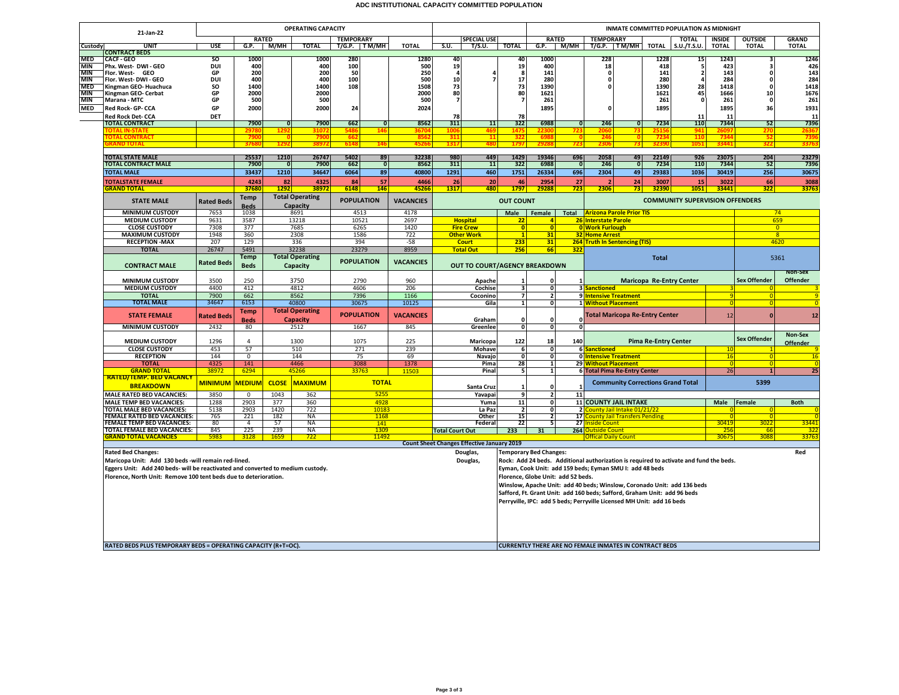# ADC INSTITUTIONAL CAPACITY COMMITTED POPULATION

21-Jan-22

| Custody | UNIT | USE | OPERATING CAPACITY RATED G.P. | RATED M/MH | TOTAL | TEMPORARY T/G.P. | TEMPORARY T M/MH | TOTAL | SPECIAL USE S.U. | SPECIAL USE T/S.U. | TOTAL | INMATE COMMITTED POPULATION AS MIDNIGHT RATED G.P. | RATED M/MH | TEMPORARY T/G.P. | TEMPORARY T M/MH | TOTAL | TOTAL S.U./T.S.U. | INSIDE TOTAL | OUTSIDE TOTAL | GRAND TOTAL |
|---|---|---|---|---|---|---|---|---|---|---|---|---|---|---|---|---|---|---|---|---|
| | CONTRACT BEDS | | | | | | | | | | | | | | | | | | | |
| MED | CACF - GEO | SO | 1000 | | 1000 | 280 | | 1280 | 40 | | 40 | 1000 | | 228 | | 1228 | 15 | 1243 | 3 | 1246 |
| MIN | Phx. West- DWI - GEO | DUI | 400 | | 400 | 100 | | 500 | 19 | | 19 | 400 | | 18 | | 418 | 5 | 423 | 3 | 426 |
| MIN | Flor. West- GEO | GP | 200 | | 200 | 50 | | 250 | 4 | 4 | 8 | 141 | | 0 | | 141 | 2 | 143 | 0 | 143 |
| MIN | Flor. West- DWI - GEO | DUI | 400 | | 400 | 100 | | 500 | 10 | 7 | 17 | 280 | | 0 | | 280 | 4 | 284 | 0 | 284 |
| MED | Kingman GEO- Huachuca | SO | 1400 | | 1400 | 108 | | 1508 | 73 | | 73 | 1390 | | 0 | | 1390 | 28 | 1418 | 0 | 1418 |
| MIN | Kingman GEO- Cerbat | GP | 2000 | | 2000 | | | 2000 | 80 | | 80 | 1621 | | | | 1621 | 45 | 1666 | 10 | 1676 |
| MIN | Marana - MTC | GP | 500 | | 500 | | | 500 | 7 | | 7 | 261 | | | | 261 | 0 | 261 | 0 | 261 |
| MED | Red Rock- GP- CCA | GP | 2000 | | 2000 | 24 | | 2024 | | | | 1895 | | 0 | | 1895 | | 1895 | 36 | 1931 |
| | Red Rock Det- CCA | DET | | | | | | | 78 | | 78 | | | | | | 11 | 11 | | 11 |
| | TOTAL CONTRACT | | 7900 | 0 | 7900 | 662 | 0 | 8562 | 311 | 11 | 322 | 6988 | 0 | 246 | 0 | 7234 | 110 | 7344 | 52 | 7396 |
| | TOTAL IN-STATE | | 29780 | 1292 | 31072 | 5486 | 146 | 36704 | 1006 | 469 | 1475 | 22300 | 723 | 2060 | 73 | 25156 | 941 | 26097 | 270 | 26367 |
| | TOTAL CONTRACT | | 7900 | 0 | 7900 | 662 | | 8562 | 311 | 11 | 322 | 6988 | 0 | 246 | 0 | 7234 | 110 | 7344 | 52 | 7396 |
| | GRAND TOTAL | | 37680 | 1292 | 38972 | 6148 | 146 | 45266 | 1317 | 480 | 1797 | 29288 | 723 | 2306 | 73 | 32390 | 1051 | 33441 | 322 | 33763 |
| | TOTAL STATE MALE | | 25537 | 1210 | 26747 | 5402 | 89 | 32238 | 980 | 449 | 1429 | 19346 | 696 | 2058 | 49 | 22149 | 926 | 23075 | 204 | 23279 |
| | TOTAL CONTRACT MALE | | 7900 | 0 | 7900 | 662 | 0 | 8562 | 311 | 11 | 322 | 6988 | 0 | 246 | 0 | 7234 | 110 | 7344 | 52 | 7396 |
| | TOTAL MALE | | 33437 | 1210 | 34647 | 6064 | 89 | 40800 | 1291 | 460 | 1751 | 26334 | 696 | 2304 | 49 | 29383 | 1036 | 30419 | 256 | 30675 |
| | TOTALSTATE FEMALE | | 4243 | 82 | 4325 | 84 | 57 | 4466 | 26 | 20 | 46 | 2954 | 27 | 2 | 24 | 3007 | 15 | 3022 | 66 | 3088 |
| | GRAND TOTAL | | 37680 | 1292 | 38972 | 6148 | 146 | 45266 | 1317 | 480 | 1797 | 29288 | 723 | 2306 | 73 | 32390 | 1051 | 33441 | 322 | 33763 |

| STATE MALE | Rated Beds | Temp Beds | Total Operating Capacity | POPULATION | VACANCIES |
|---|---|---|---|---|---|
| MINIMUM CUSTODY | 7653 | 1038 | 8691 | 4513 | 4178 |
| MEDIUM CUSTODY | 9631 | 3587 | 13218 | 10521 | 2697 |
| CLOSE CUSTODY | 7308 | 377 | 7685 | 6265 | 1420 |
| MAXIMUM CUSTODY | 1948 | 360 | 2308 | 1586 | 722 |
| RECEPTION -MAX | 207 | 129 | 336 | 394 | -58 |
| TOTAL | 26747 | 5491 | 32238 | 23279 | 8959 |
| **CONTRACT MALE** | **Rated Beds** | **Temp Beds** | **Total Operating Capacity** | **POPULATION** | **VACANCIES** |
| MINIMUM CUSTODY | 3500 | 250 | 3750 | 2790 | 960 |
| MEDIUM CUSTODY | 4400 | 412 | 4812 | 4606 | 206 |
| TOTAL | 7900 | 662 | 8562 | 7396 | 1166 |
| TOTAL MALE | 34647 | 6153 | 40800 | 30675 | 10125 |
| **STATE FEMALE** | **Rated Beds** | **Temp Beds** | **Total Operating Capacity** | **POPULATION** | **VACANCIES** |
| MINIMUM CUSTODY | 2432 | 80 | 2512 | 1667 | 845 |
| MEDIUM CUSTODY | 1296 | 4 | 1300 | 1075 | 225 |
| CLOSE CUSTODY | 453 | 57 | 510 | 271 | 239 |
| RECEPTION | 144 | 0 | 144 | 75 | 69 |
| TOTAL | 4325 | 141 | 4466 | 3088 | 1378 |
| GRAND TOTAL | 38972 | 6294 | 45266 | 33763 | 11503 |

| RATED/TEMP. BED VACANCY BREAKDOWN | MINIMUM | MEDIUM | CLOSE | MAXIMUM | TOTAL |
|---|---|---|---|---|---|
| MALE RATED BED VACANCIES: | 3850 | 0 | 1043 | 362 | 5255 |
| MALE TEMP BED VACANCIES: | 1288 | 2903 | 377 | 360 | 4928 |
| TOTAL MALE BED VACANCIES: | 5138 | 2903 | 1420 | 722 | 10183 |
| FEMALE RATED BED VACANCIES: | 765 | 221 | 182 | NA | 1168 |
| FEMALE TEMP BED VACANCIES: | 80 | 4 | 57 | NA | 141 |
| TOTAL FEMALE BED VACANCIES: | 845 | 225 | 239 | NA | 1309 |
| GRAND TOTAL VACANCIES | 5983 | 3128 | 1659 | 722 | 11492 |

| OUT COUNT | Male | Female | Total |
|---|---|---|---|
| Hospital | 22 | 4 | 26 |
| Fire Crew | 0 | 0 | 0 |
| Other Work | 1 | 31 | 32 |
| Court | 233 | 31 | 264 |
| Total Out | 256 | 66 | 322 |

| OUT TO COURT/AGENCY BREAKDOWN | Male | Female | Total |
|---|---|---|---|
| Apache | 1 | 0 | 1 |
| Cochise | 3 | 0 | 3 |
| Coconino | 7 | 2 | 9 |
| Gila | 1 | 0 | 1 |
| Graham | 0 | 0 | 0 |
| Greenlee | 0 | 0 | 0 |
| Maricopa | 122 | 18 | 140 |
| Mohave | 6 | 0 | 6 |
| Navajo | 0 | 0 | 0 |
| Pima | 28 | 1 | 29 |
| Pinal | 5 | 1 | 6 |
| Santa Cruz | 1 | 0 | 1 |
| Yavapai | 9 | 2 | 11 |
| Yuma | 11 | 0 | 11 |
| La Paz | 2 | 0 | 2 |
| Other | 15 | 2 | 17 |
| Federal | 22 | 5 | 27 |
| Total Court Out | 233 | 31 | 264 |

| COMMUNITY SUPERVISION OFFENDERS | |
|---|---|
| Arizona Parole Prior TIS | 74 |
| Interstate Parole | 659 |
| Work Furlough | 0 |
| Home Arrest | 8 |
| Truth In Sentencing (TIS) | 4620 |
| Total | 5361 |

| Maricopa Re-Entry Center | | Sex Offender | Non-Sex Offender |
|---|---|---|---|
| Sanctioned | 3 | 0 | 3 |
| Intensive Treatment | 9 | 0 | 9 |
| Without Placement | 0 | 0 | 0 |
| Total Maricopa Re-Entry Center | 12 | 0 | 12 |

| Pima Re-Entry Center | | Sex Offender | Non-Sex Offender |
|---|---|---|---|
| Sanctioned | 10 | 1 | 9 |
| Intensive Treatment | 16 | 0 | 16 |
| Without Placement | 0 | 0 | 0 |
| Total Pima Re-Entry Center | 26 | 1 | 25 |

| Community Corrections Grand Total | 5399 |
|---|---|

| COUNTY JAIL INTAKE | Male | Female | Both |
|---|---|---|---|
| County Jail Intake 01/21/22 | 0 | 0 | 0 |
| County Jail Transfers Pending | 0 | 0 | 0 |
| Inside Count | 30419 | 3022 | 33441 |
| Outside Count | 256 | 66 | 322 |
| Offical Daily Count | 30675 | 3088 | 33763 |

Count Sheet Changes Effective January 2019

**Rated Bed Changes:**

Maricopa Unit: Add 130 beds -will remain red-lined.

Eggers Unit: Add 240 beds- will be reactivated and converted to medium custody.

Florence, North Unit: Remove 100 tent beds due to deterioration.

Douglas,

Douglas,

**Temporary Bed Changes:** Red

Rock: Add 24 beds. Additional authorization is required to activate and fund the beds.

Eyman, Cook Unit: add 159 beds; Eyman SMU I: add 48 beds

Florence, Globe Unit: add 52 beds.

Winslow, Apache Unit: add 40 beds; Winslow, Coronado Unit: add 136 beds

Safford, Ft. Grant Unit: add 160 beds; Safford, Graham Unit: add 96 beds

Perryville, IPC: add 5 beds; Perryville Licensed MH Unit: add 16 beds

RATED BEDS PLUS TEMPORARY BEDS = OPERATING CAPACITY (R+T=OC).

CURRENTLY THERE ARE NO FEMALE INMATES IN CONTRACT BEDS